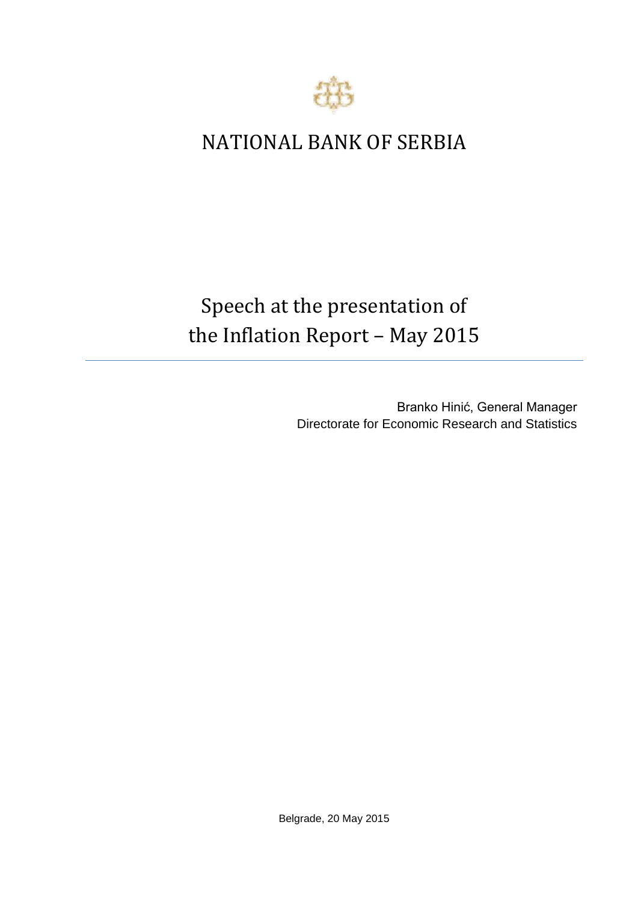# NATIONAL BANK OF SERBIA

## Speech at the presentation of the Inflation Report – May 2015

Branko Hinić, General Manager
Directorate for Economic Research and Statistics

Belgrade, 20 May 2015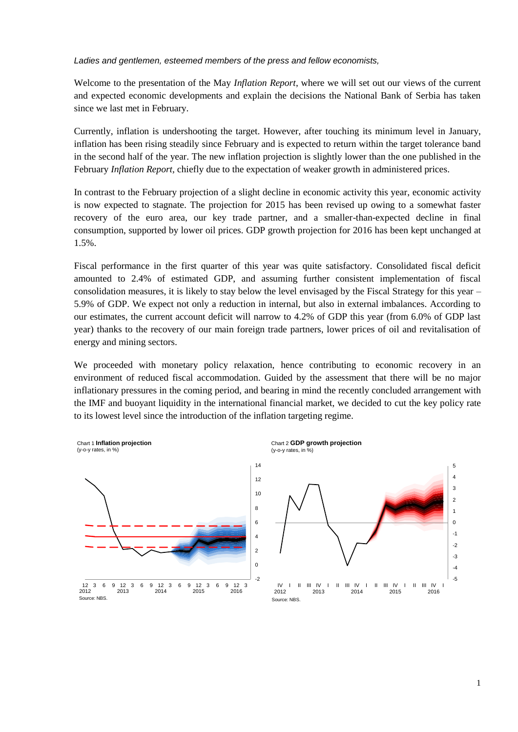*Ladies and gentlemen, esteemed members of the press and fellow economists,*

Welcome to the presentation of the May *Inflation Report*, where we will set out our views of the current and expected economic developments and explain the decisions the National Bank of Serbia has taken since we last met in February.

Currently, inflation is undershooting the target. However, after touching its minimum level in January, inflation has been rising steadily since February and is expected to return within the target tolerance band in the second half of the year. The new inflation projection is slightly lower than the one published in the February *Inflation Report*, chiefly due to the expectation of weaker growth in administered prices.

In contrast to the February projection of a slight decline in economic activity this year, economic activity is now expected to stagnate. The projection for 2015 has been revised up owing to a somewhat faster recovery of the euro area, our key trade partner, and a smaller-than-expected decline in final consumption, supported by lower oil prices. GDP growth projection for 2016 has been kept unchanged at 1.5%.

Fiscal performance in the first quarter of this year was quite satisfactory. Consolidated fiscal deficit amounted to 2.4% of estimated GDP, and assuming further consistent implementation of fiscal consolidation measures, it is likely to stay below the level envisaged by the Fiscal Strategy for this year – 5.9% of GDP. We expect not only a reduction in internal, but also in external imbalances. According to our estimates, the current account deficit will narrow to 4.2% of GDP this year (from 6.0% of GDP last year) thanks to the recovery of our main foreign trade partners, lower prices of oil and revitalisation of energy and mining sectors.

We proceeded with monetary policy relaxation, hence contributing to economic recovery in an environment of reduced fiscal accommodation. Guided by the assessment that there will be no major inflationary pressures in the coming period, and bearing in mind the recently concluded arrangement with the IMF and buoyant liquidity in the international financial market, we decided to cut the key policy rate to its lowest level since the introduction of the inflation targeting regime.

Chart 1 **Inflation projection**
(y-o-y rates, in %)

Source: NBS.

Chart 2 **GDP growth projection**
(y-o-y rates, in %)

Source: NBS.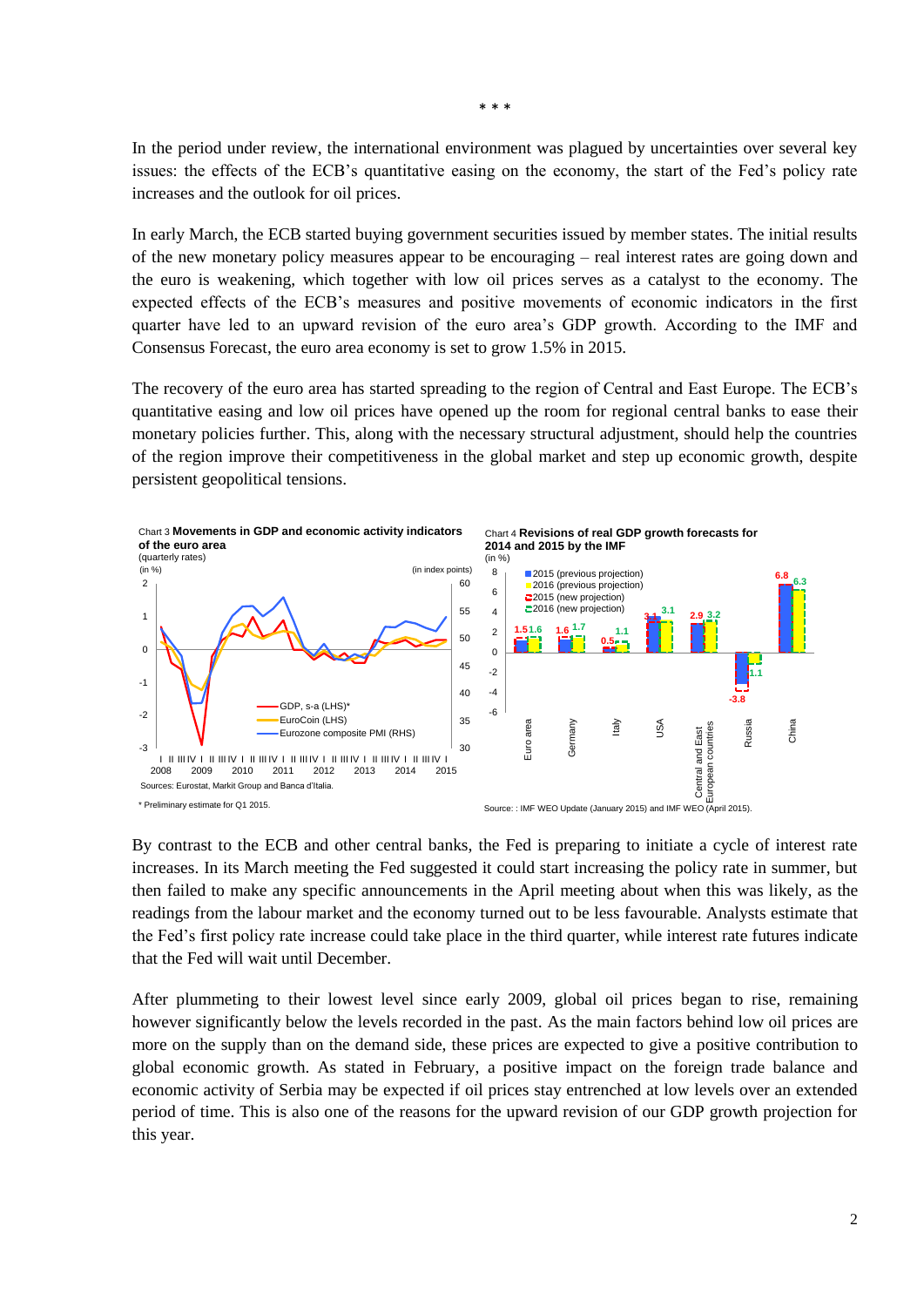\* \* \*

In the period under review, the international environment was plagued by uncertainties over several key issues: the effects of the ECB's quantitative easing on the economy, the start of the Fed's policy rate increases and the outlook for oil prices.

In early March, the ECB started buying government securities issued by member states. The initial results of the new monetary policy measures appear to be encouraging – real interest rates are going down and the euro is weakening, which together with low oil prices serves as a catalyst to the economy. The expected effects of the ECB's measures and positive movements of economic indicators in the first quarter have led to an upward revision of the euro area's GDP growth. According to the IMF and Consensus Forecast, the euro area economy is set to grow 1.5% in 2015.

The recovery of the euro area has started spreading to the region of Central and East Europe. The ECB's quantitative easing and low oil prices have opened up the room for regional central banks to ease their monetary policies further. This, along with the necessary structural adjustment, should help the countries of the region improve their competitiveness in the global market and step up economic growth, despite persistent geopolitical tensions.

Chart 3 **Movements in GDP and economic activity indicators of the euro area**
(quarterly rates)

Sources: Eurostat, Markit Group and Banca d'Italia.

\* Preliminary estimate for Q1 2015.

Chart 4 **Revisions of real GDP growth forecasts for 2014 and 2015 by the IMF**
(in %)

Source: : IMF WEO Update (January 2015) and IMF WEO (April 2015).

By contrast to the ECB and other central banks, the Fed is preparing to initiate a cycle of interest rate increases. In its March meeting the Fed suggested it could start increasing the policy rate in summer, but then failed to make any specific announcements in the April meeting about when this was likely, as the readings from the labour market and the economy turned out to be less favourable. Analysts estimate that the Fed's first policy rate increase could take place in the third quarter, while interest rate futures indicate that the Fed will wait until December.

After plummeting to their lowest level since early 2009, global oil prices began to rise, remaining however significantly below the levels recorded in the past. As the main factors behind low oil prices are more on the supply than on the demand side, these prices are expected to give a positive contribution to global economic growth. As stated in February, a positive impact on the foreign trade balance and economic activity of Serbia may be expected if oil prices stay entrenched at low levels over an extended period of time. This is also one of the reasons for the upward revision of our GDP growth projection for this year.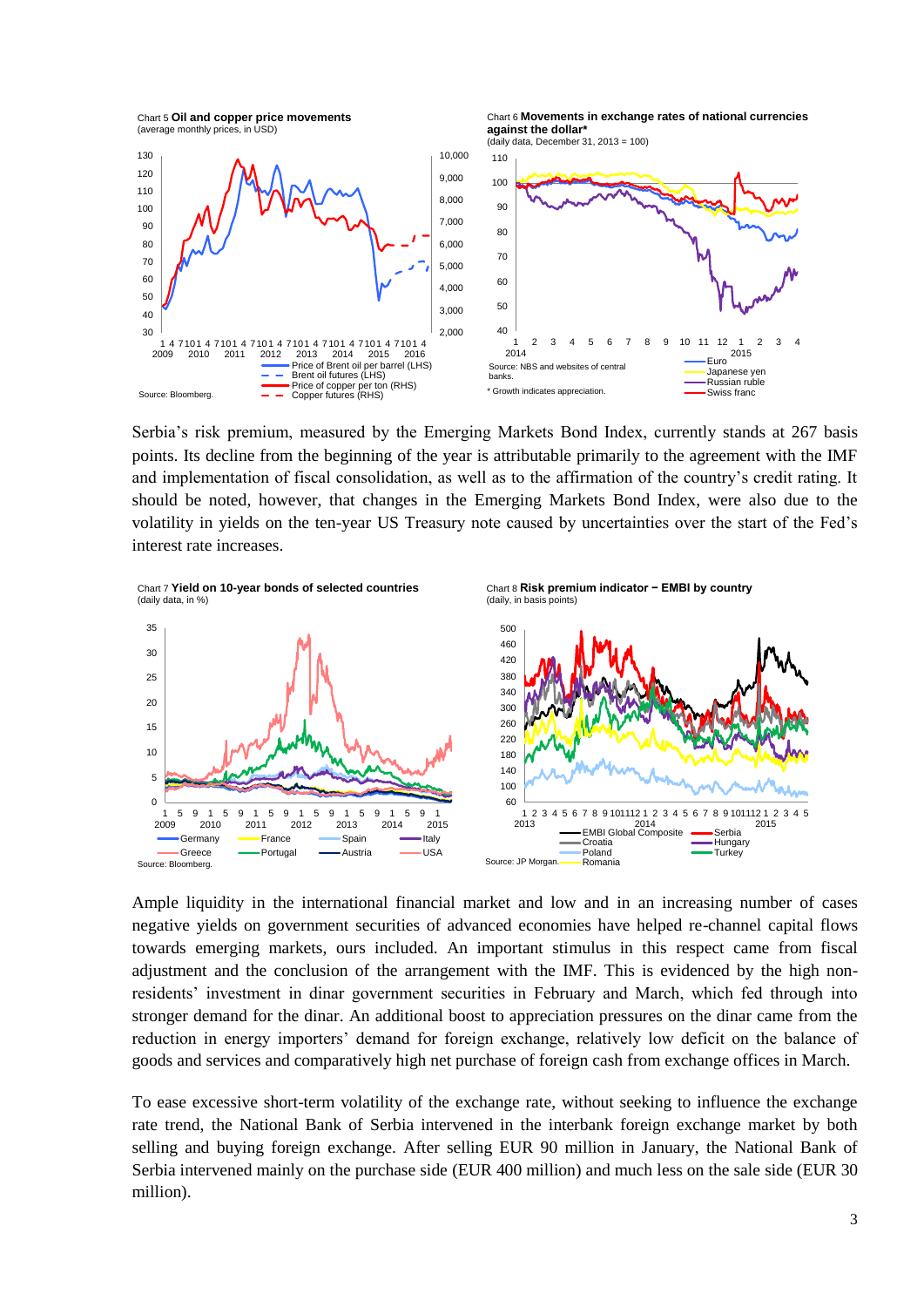Chart 5 **Oil and copper price movements**
(average monthly prices, in USD)

Source: Bloomberg.

Chart 6 **Movements in exchange rates of national currencies against the dollar***
(daily data, December 31, 2013 = 100)

Source: NBS and websites of central banks.

* Growth indicates appreciation.

Serbia's risk premium, measured by the Emerging Markets Bond Index, currently stands at 267 basis points. Its decline from the beginning of the year is attributable primarily to the agreement with the IMF and implementation of fiscal consolidation, as well as to the affirmation of the country's credit rating. It should be noted, however, that changes in the Emerging Markets Bond Index, were also due to the volatility in yields on the ten-year US Treasury note caused by uncertainties over the start of the Fed's interest rate increases.

Chart 7 **Yield on 10-year bonds of selected countries**
(daily data, in %)

Source: Bloomberg.

Chart 8 **Risk premium indicator − EMBI by country**
(daily, in basis points)

Source: JP Morgan.

Ample liquidity in the international financial market and low and in an increasing number of cases negative yields on government securities of advanced economies have helped re-channel capital flows towards emerging markets, ours included. An important stimulus in this respect came from fiscal adjustment and the conclusion of the arrangement with the IMF. This is evidenced by the high non-residents' investment in dinar government securities in February and March, which fed through into stronger demand for the dinar. An additional boost to appreciation pressures on the dinar came from the reduction in energy importers' demand for foreign exchange, relatively low deficit on the balance of goods and services and comparatively high net purchase of foreign cash from exchange offices in March.

To ease excessive short-term volatility of the exchange rate, without seeking to influence the exchange rate trend, the National Bank of Serbia intervened in the interbank foreign exchange market by both selling and buying foreign exchange. After selling EUR 90 million in January, the National Bank of Serbia intervened mainly on the purchase side (EUR 400 million) and much less on the sale side (EUR 30 million).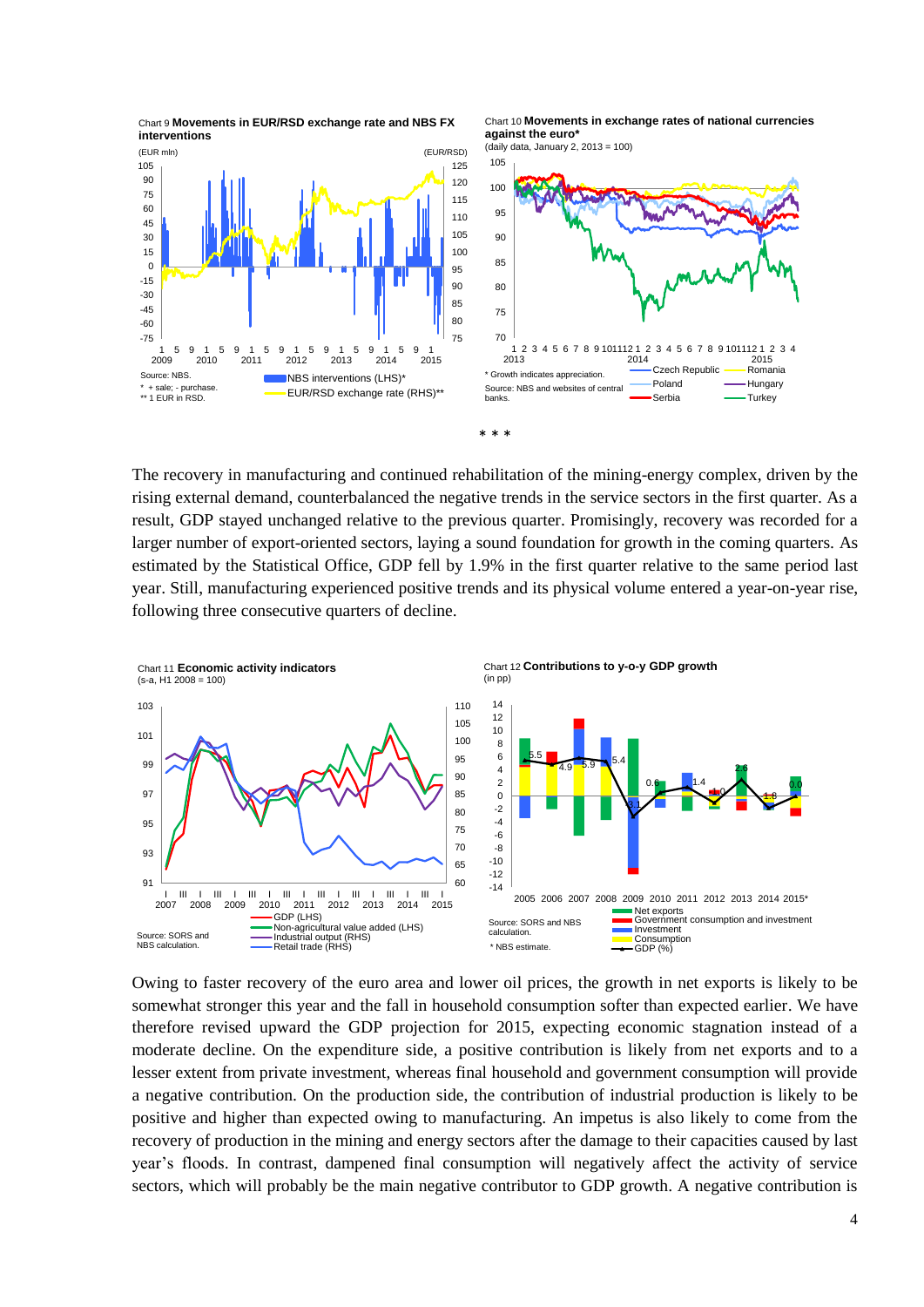Chart 9 **Movements in EUR/RSD exchange rate and NBS FX interventions**

Source: NBS.
* + sale; - purchase.
** 1 EUR in RSD.

Chart 10 **Movements in exchange rates of national currencies against the euro***
(daily data, January 2, 2013 = 100)

* Growth indicates appreciation.
Source: NBS and websites of central banks.

\* \* \*

The recovery in manufacturing and continued rehabilitation of the mining-energy complex, driven by the rising external demand, counterbalanced the negative trends in the service sectors in the first quarter. As a result, GDP stayed unchanged relative to the previous quarter. Promisingly, recovery was recorded for a larger number of export-oriented sectors, laying a sound foundation for growth in the coming quarters. As estimated by the Statistical Office, GDP fell by 1.9% in the first quarter relative to the same period last year. Still, manufacturing experienced positive trends and its physical volume entered a year-on-year rise, following three consecutive quarters of decline.

Chart 11 **Economic activity indicators**
(s-a, H1 2008 = 100)

Source: SORS and NBS calculation.

Chart 12 **Contributions to y-o-y GDP growth**
(in pp)

Source: SORS and NBS calculation.
* NBS estimate.

Owing to faster recovery of the euro area and lower oil prices, the growth in net exports is likely to be somewhat stronger this year and the fall in household consumption softer than expected earlier. We have therefore revised upward the GDP projection for 2015, expecting economic stagnation instead of a moderate decline. On the expenditure side, a positive contribution is likely from net exports and to a lesser extent from private investment, whereas final household and government consumption will provide a negative contribution. On the production side, the contribution of industrial production is likely to be positive and higher than expected owing to manufacturing. An impetus is also likely to come from the recovery of production in the mining and energy sectors after the damage to their capacities caused by last year's floods. In contrast, dampened final consumption will negatively affect the activity of service sectors, which will probably be the main negative contributor to GDP growth. A negative contribution is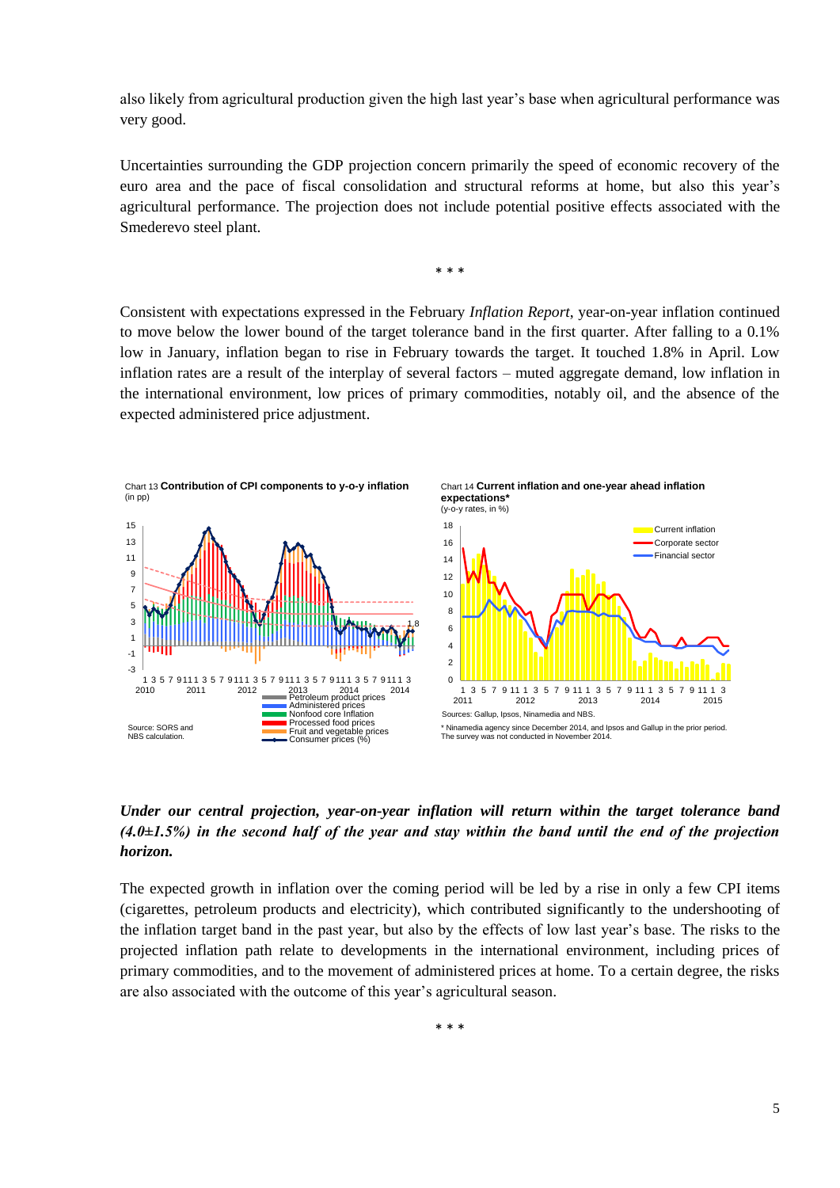also likely from agricultural production given the high last year's base when agricultural performance was very good.

Uncertainties surrounding the GDP projection concern primarily the speed of economic recovery of the euro area and the pace of fiscal consolidation and structural reforms at home, but also this year's agricultural performance. The projection does not include potential positive effects associated with the Smederevo steel plant.

\* \* \*

Consistent with expectations expressed in the February *Inflation Report*, year-on-year inflation continued to move below the lower bound of the target tolerance band in the first quarter. After falling to a 0.1% low in January, inflation began to rise in February towards the target. It touched 1.8% in April. Low inflation rates are a result of the interplay of several factors – muted aggregate demand, low inflation in the international environment, low prices of primary commodities, notably oil, and the absence of the expected administered price adjustment.

Chart 13 **Contribution of CPI components to y-o-y inflation**
(in pp)

Source: SORS and NBS calculation.

Chart 14 **Current inflation and one-year ahead inflation expectations***
(y-o-y rates, in %)

Sources: Gallup, Ipsos, Ninamedia and NBS.

\* Ninamedia agency since December 2014, and Ipsos and Gallup in the prior period. The survey was not conducted in November 2014.

***Under our central projection, year-on-year inflation will return within the target tolerance band (4.0±1.5%) in the second half of the year and stay within the band until the end of the projection horizon.***

The expected growth in inflation over the coming period will be led by a rise in only a few CPI items (cigarettes, petroleum products and electricity), which contributed significantly to the undershooting of the inflation target band in the past year, but also by the effects of low last year's base. The risks to the projected inflation path relate to developments in the international environment, including prices of primary commodities, and to the movement of administered prices at home. To a certain degree, the risks are also associated with the outcome of this year's agricultural season.

\* \* \*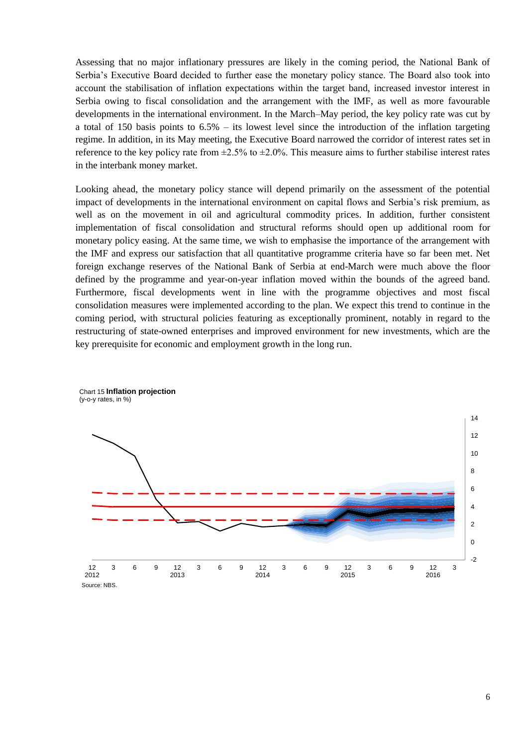Assessing that no major inflationary pressures are likely in the coming period, the National Bank of Serbia's Executive Board decided to further ease the monetary policy stance. The Board also took into account the stabilisation of inflation expectations within the target band, increased investor interest in Serbia owing to fiscal consolidation and the arrangement with the IMF, as well as more favourable developments in the international environment. In the March–May period, the key policy rate was cut by a total of 150 basis points to 6.5% – its lowest level since the introduction of the inflation targeting regime. In addition, in its May meeting, the Executive Board narrowed the corridor of interest rates set in reference to the key policy rate from ±2.5% to ±2.0%. This measure aims to further stabilise interest rates in the interbank money market.

Looking ahead, the monetary policy stance will depend primarily on the assessment of the potential impact of developments in the international environment on capital flows and Serbia's risk premium, as well as on the movement in oil and agricultural commodity prices. In addition, further consistent implementation of fiscal consolidation and structural reforms should open up additional room for monetary policy easing. At the same time, we wish to emphasise the importance of the arrangement with the IMF and express our satisfaction that all quantitative programme criteria have so far been met. Net foreign exchange reserves of the National Bank of Serbia at end-March were much above the floor defined by the programme and year-on-year inflation moved within the bounds of the agreed band. Furthermore, fiscal developments went in line with the programme objectives and most fiscal consolidation measures were implemented according to the plan. We expect this trend to continue in the coming period, with structural policies featuring as exceptionally prominent, notably in regard to the restructuring of state-owned enterprises and improved environment for new investments, which are the key prerequisite for economic and employment growth in the long run.

Chart 15 **Inflation projection**
(y-o-y rates, in %)

14
12
10
8
6
4
2
0
-2

12 2012, 3, 6, 9, 12 2013, 3, 6, 9, 12 2014, 3, 6, 9, 12 2015, 3, 6, 9, 12 2016, 3

Source: NBS.